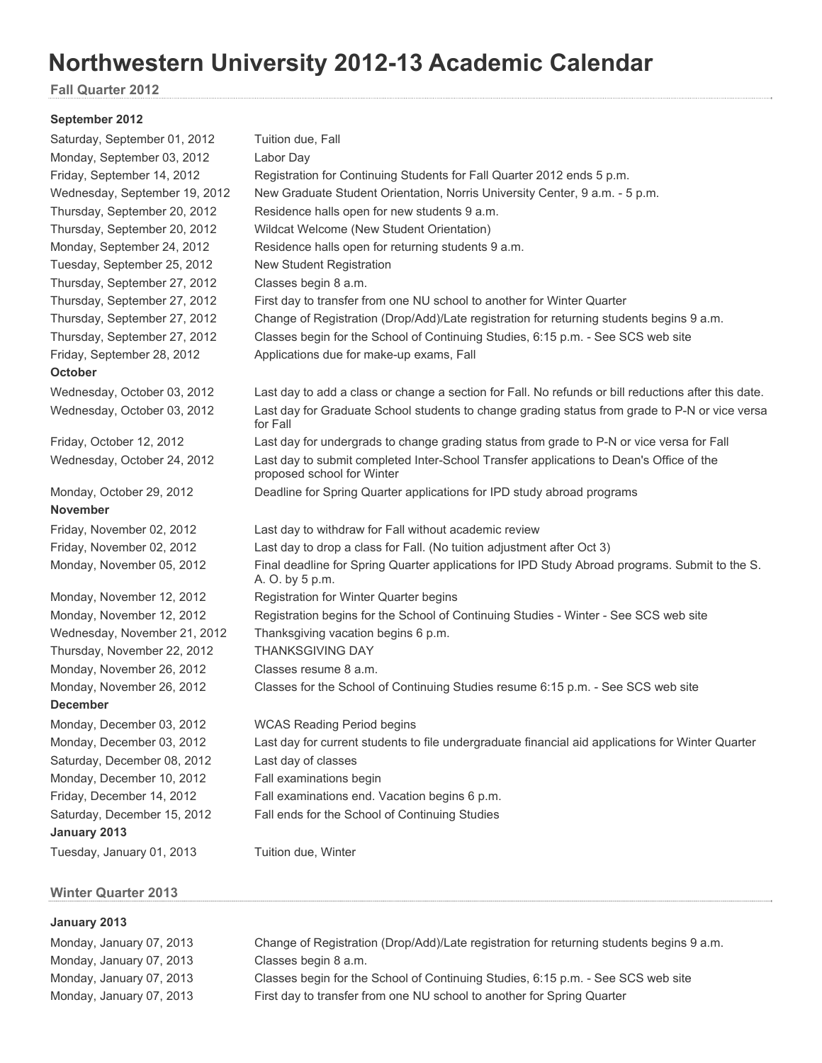# Northwestern University 2012-13 Academic Calendar

## Fall Quarter 2012

### September 2012

| | |
|---|---|
| Saturday, September 01, 2012 | Tuition due, Fall |
| Monday, September 03, 2012 | Labor Day |
| Friday, September 14, 2012 | Registration for Continuing Students for Fall Quarter 2012 ends 5 p.m. |
| Wednesday, September 19, 2012 | New Graduate Student Orientation, Norris University Center, 9 a.m. - 5 p.m. |
| Thursday, September 20, 2012 | Residence halls open for new students 9 a.m. |
| Thursday, September 20, 2012 | Wildcat Welcome (New Student Orientation) |
| Monday, September 24, 2012 | Residence halls open for returning students 9 a.m. |
| Tuesday, September 25, 2012 | New Student Registration |
| Thursday, September 27, 2012 | Classes begin 8 a.m. |
| Thursday, September 27, 2012 | First day to transfer from one NU school to another for Winter Quarter |
| Thursday, September 27, 2012 | Change of Registration (Drop/Add)/Late registration for returning students begins 9 a.m. |
| Thursday, September 27, 2012 | Classes begin for the School of Continuing Studies, 6:15 p.m. - See SCS web site |
| Friday, September 28, 2012 | Applications due for make-up exams, Fall |

### October

| | |
|---|---|
| Wednesday, October 03, 2012 | Last day to add a class or change a section for Fall. No refunds or bill reductions after this date. |
| Wednesday, October 03, 2012 | Last day for Graduate School students to change grading status from grade to P-N or vice versa for Fall |
| Friday, October 12, 2012 | Last day for undergrads to change grading status from grade to P-N or vice versa for Fall |
| Wednesday, October 24, 2012 | Last day to submit completed Inter-School Transfer applications to Dean's Office of the proposed school for Winter |
| Monday, October 29, 2012 | Deadline for Spring Quarter applications for IPD study abroad programs |

### November

| | |
|---|---|
| Friday, November 02, 2012 | Last day to withdraw for Fall without academic review |
| Friday, November 02, 2012 | Last day to drop a class for Fall. (No tuition adjustment after Oct 3) |
| Monday, November 05, 2012 | Final deadline for Spring Quarter applications for IPD Study Abroad programs. Submit to the S. A. O. by 5 p.m. |
| Monday, November 12, 2012 | Registration for Winter Quarter begins |
| Monday, November 12, 2012 | Registration begins for the School of Continuing Studies - Winter - See SCS web site |
| Wednesday, November 21, 2012 | Thanksgiving vacation begins 6 p.m. |
| Thursday, November 22, 2012 | THANKSGIVING DAY |
| Monday, November 26, 2012 | Classes resume 8 a.m. |
| Monday, November 26, 2012 | Classes for the School of Continuing Studies resume 6:15 p.m. - See SCS web site |

### December

| | |
|---|---|
| Monday, December 03, 2012 | WCAS Reading Period begins |
| Monday, December 03, 2012 | Last day for current students to file undergraduate financial aid applications for Winter Quarter |
| Saturday, December 08, 2012 | Last day of classes |
| Monday, December 10, 2012 | Fall examinations begin |
| Friday, December 14, 2012 | Fall examinations end. Vacation begins 6 p.m. |
| Saturday, December 15, 2012 | Fall ends for the School of Continuing Studies |

### January 2013

| | |
|---|---|
| Tuesday, January 01, 2013 | Tuition due, Winter |

## Winter Quarter 2013

### January 2013

| | |
|---|---|
| Monday, January 07, 2013 | Change of Registration (Drop/Add)/Late registration for returning students begins 9 a.m. |
| Monday, January 07, 2013 | Classes begin 8 a.m. |
| Monday, January 07, 2013 | Classes begin for the School of Continuing Studies, 6:15 p.m. - See SCS web site |
| Monday, January 07, 2013 | First day to transfer from one NU school to another for Spring Quarter |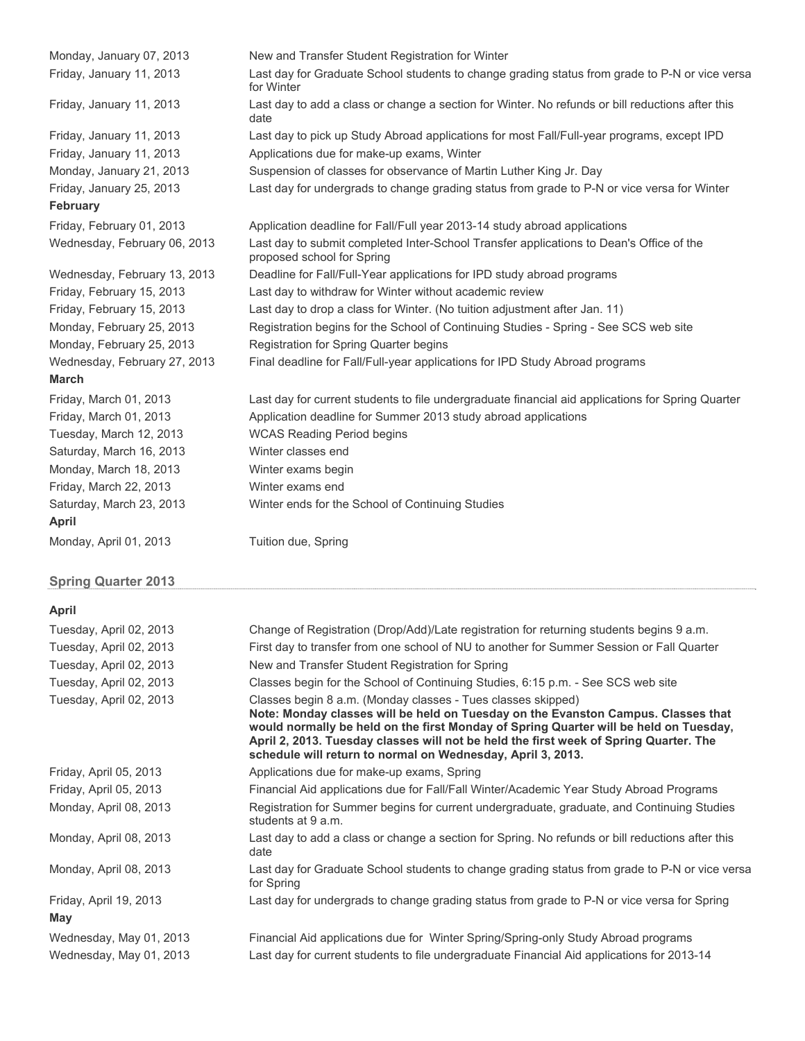| | |
|---|---|
| Monday, January 07, 2013 | New and Transfer Student Registration for Winter |
| Friday, January 11, 2013 | Last day for Graduate School students to change grading status from grade to P-N or vice versa for Winter |
| Friday, January 11, 2013 | Last day to add a class or change a section for Winter. No refunds or bill reductions after this date |
| Friday, January 11, 2013 | Last day to pick up Study Abroad applications for most Fall/Full-year programs, except IPD |
| Friday, January 11, 2013 | Applications due for make-up exams, Winter |
| Monday, January 21, 2013 | Suspension of classes for observance of Martin Luther King Jr. Day |
| Friday, January 25, 2013 | Last day for undergrads to change grading status from grade to P-N or vice versa for Winter |
| **February** | |
| Friday, February 01, 2013 | Application deadline for Fall/Full year 2013-14 study abroad applications |
| Wednesday, February 06, 2013 | Last day to submit completed Inter-School Transfer applications to Dean's Office of the proposed school for Spring |
| Wednesday, February 13, 2013 | Deadline for Fall/Full-Year applications for IPD study abroad programs |
| Friday, February 15, 2013 | Last day to withdraw for Winter without academic review |
| Friday, February 15, 2013 | Last day to drop a class for Winter. (No tuition adjustment after Jan. 11) |
| Monday, February 25, 2013 | Registration begins for the School of Continuing Studies - Spring - See SCS web site |
| Monday, February 25, 2013 | Registration for Spring Quarter begins |
| Wednesday, February 27, 2013 | Final deadline for Fall/Full-year applications for IPD Study Abroad programs |
| **March** | |
| Friday, March 01, 2013 | Last day for current students to file undergraduate financial aid applications for Spring Quarter |
| Friday, March 01, 2013 | Application deadline for Summer 2013 study abroad applications |
| Tuesday, March 12, 2013 | WCAS Reading Period begins |
| Saturday, March 16, 2013 | Winter classes end |
| Monday, March 18, 2013 | Winter exams begin |
| Friday, March 22, 2013 | Winter exams end |
| Saturday, March 23, 2013 | Winter ends for the School of Continuing Studies |
| **April** | |
| Monday, April 01, 2013 | Tuition due, Spring |

## Spring Quarter 2013

| | |
|---|---|
| **April** | |
| Tuesday, April 02, 2013 | Change of Registration (Drop/Add)/Late registration for returning students begins 9 a.m. |
| Tuesday, April 02, 2013 | First day to transfer from one school of NU to another for Summer Session or Fall Quarter |
| Tuesday, April 02, 2013 | New and Transfer Student Registration for Spring |
| Tuesday, April 02, 2013 | Classes begin for the School of Continuing Studies, 6:15 p.m. - See SCS web site |
| Tuesday, April 02, 2013 | Classes begin 8 a.m. (Monday classes - Tues classes skipped) **Note: Monday classes will be held on Tuesday on the Evanston Campus. Classes that would normally be held on the first Monday of Spring Quarter will be held on Tuesday, April 2, 2013. Tuesday classes will not be held the first week of Spring Quarter. The schedule will return to normal on Wednesday, April 3, 2013.** |
| Friday, April 05, 2013 | Applications due for make-up exams, Spring |
| Friday, April 05, 2013 | Financial Aid applications due for Fall/Fall Winter/Academic Year Study Abroad Programs |
| Monday, April 08, 2013 | Registration for Summer begins for current undergraduate, graduate, and Continuing Studies students at 9 a.m. |
| Monday, April 08, 2013 | Last day to add a class or change a section for Spring. No refunds or bill reductions after this date |
| Monday, April 08, 2013 | Last day for Graduate School students to change grading status from grade to P-N or vice versa for Spring |
| Friday, April 19, 2013 | Last day for undergrads to change grading status from grade to P-N or vice versa for Spring |
| **May** | |
| Wednesday, May 01, 2013 | Financial Aid applications due for Winter Spring/Spring-only Study Abroad programs |
| Wednesday, May 01, 2013 | Last day for current students to file undergraduate Financial Aid applications for 2013-14 |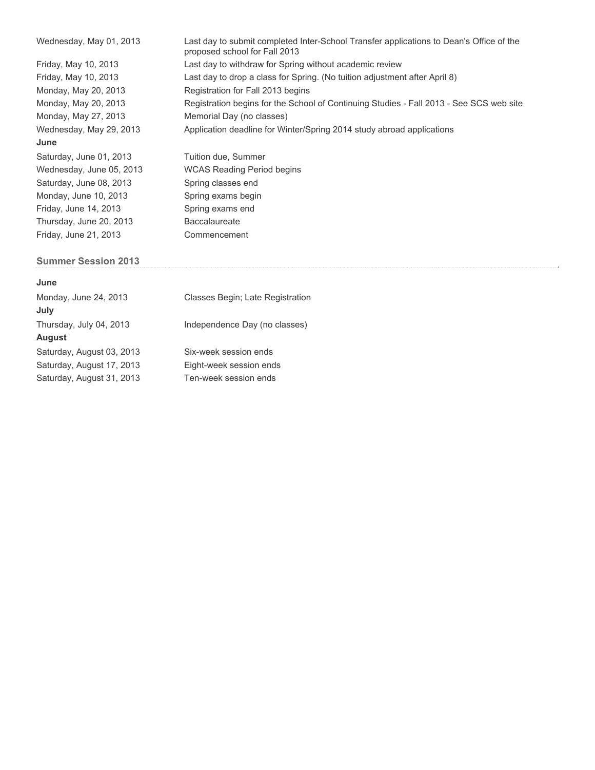| | |
|---|---|
| Wednesday, May 01, 2013 | Last day to submit completed Inter-School Transfer applications to Dean's Office of the proposed school for Fall 2013 |
| Friday, May 10, 2013 | Last day to withdraw for Spring without academic review |
| Friday, May 10, 2013 | Last day to drop a class for Spring. (No tuition adjustment after April 8) |
| Monday, May 20, 2013 | Registration for Fall 2013 begins |
| Monday, May 20, 2013 | Registration begins for the School of Continuing Studies - Fall 2013 - See SCS web site |
| Monday, May 27, 2013 | Memorial Day (no classes) |
| Wednesday, May 29, 2013 | Application deadline for Winter/Spring 2014 study abroad applications |
| **June** | |
| Saturday, June 01, 2013 | Tuition due, Summer |
| Wednesday, June 05, 2013 | WCAS Reading Period begins |
| Saturday, June 08, 2013 | Spring classes end |
| Monday, June 10, 2013 | Spring exams begin |
| Friday, June 14, 2013 | Spring exams end |
| Thursday, June 20, 2013 | Baccalaureate |
| Friday, June 21, 2013 | Commencement |

## Summer Session 2013

| | |
|---|---|
| **June** | |
| Monday, June 24, 2013 | Classes Begin; Late Registration |
| **July** | |
| Thursday, July 04, 2013 | Independence Day (no classes) |
| **August** | |
| Saturday, August 03, 2013 | Six-week session ends |
| Saturday, August 17, 2013 | Eight-week session ends |
| Saturday, August 31, 2013 | Ten-week session ends |